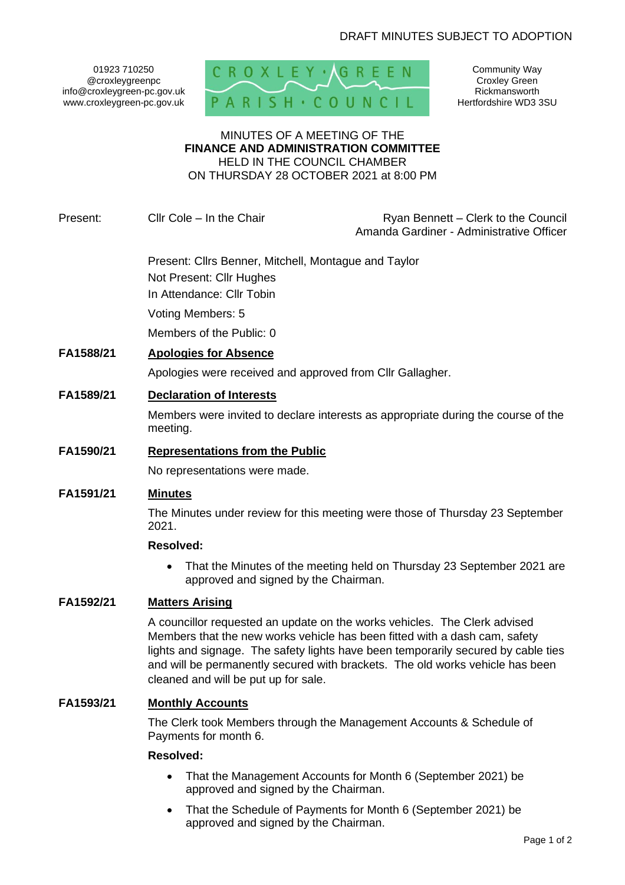DRAFT MINUTES SUBJECT TO ADOPTION

01923 710250
@croxleygreenpc
info@croxleygreen-pc.gov.uk
www.croxleygreen-pc.gov.uk

CROXLEY GREEN PARISH COUNCIL

Community Way
Croxley Green
Rickmansworth
Hertfordshire WD3 3SU

MINUTES OF A MEETING OF THE
**FINANCE AND ADMINISTRATION COMMITTEE**
HELD IN THE COUNCIL CHAMBER
ON THURSDAY 28 OCTOBER 2021 at 8:00 PM

Present: Cllr Cole – In the Chair

Ryan Bennett – Clerk to the Council
Amanda Gardiner - Administrative Officer

Present: Cllrs Benner, Mitchell, Montague and Taylor
Not Present: Cllr Hughes
In Attendance: Cllr Tobin
Voting Members: 5
Members of the Public: 0

**FA1588/21** **Apologies for Absence**

Apologies were received and approved from Cllr Gallagher.

**FA1589/21** **Declaration of Interests**

Members were invited to declare interests as appropriate during the course of the meeting.

**FA1590/21** **Representations from the Public**

No representations were made.

**FA1591/21** **Minutes**

The Minutes under review for this meeting were those of Thursday 23 September 2021.

**Resolved:**

- That the Minutes of the meeting held on Thursday 23 September 2021 are approved and signed by the Chairman.

**FA1592/21** **Matters Arising**

A councillor requested an update on the works vehicles. The Clerk advised Members that the new works vehicle has been fitted with a dash cam, safety lights and signage. The safety lights have been temporarily secured by cable ties and will be permanently secured with brackets. The old works vehicle has been cleaned and will be put up for sale.

**FA1593/21** **Monthly Accounts**

The Clerk took Members through the Management Accounts & Schedule of Payments for month 6.

**Resolved:**

- That the Management Accounts for Month 6 (September 2021) be approved and signed by the Chairman.
- That the Schedule of Payments for Month 6 (September 2021) be approved and signed by the Chairman.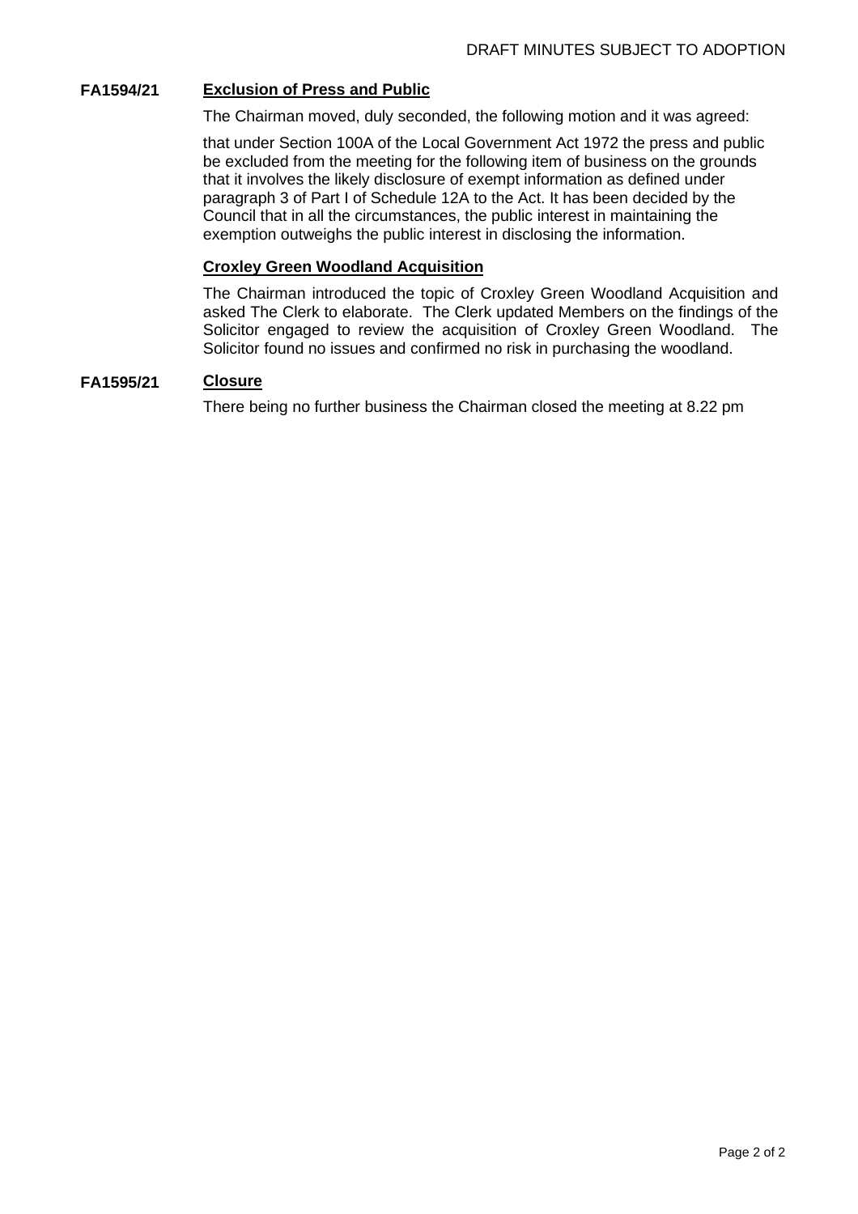**FA1594/21 Exclusion of Press and Public**

The Chairman moved, duly seconded, the following motion and it was agreed:

that under Section 100A of the Local Government Act 1972 the press and public be excluded from the meeting for the following item of business on the grounds that it involves the likely disclosure of exempt information as defined under paragraph 3 of Part I of Schedule 12A to the Act. It has been decided by the Council that in all the circumstances, the public interest in maintaining the exemption outweighs the public interest in disclosing the information.

**Croxley Green Woodland Acquisition**

The Chairman introduced the topic of Croxley Green Woodland Acquisition and asked The Clerk to elaborate. The Clerk updated Members on the findings of the Solicitor engaged to review the acquisition of Croxley Green Woodland. The Solicitor found no issues and confirmed no risk in purchasing the woodland.

**FA1595/21 Closure**

There being no further business the Chairman closed the meeting at 8.22 pm